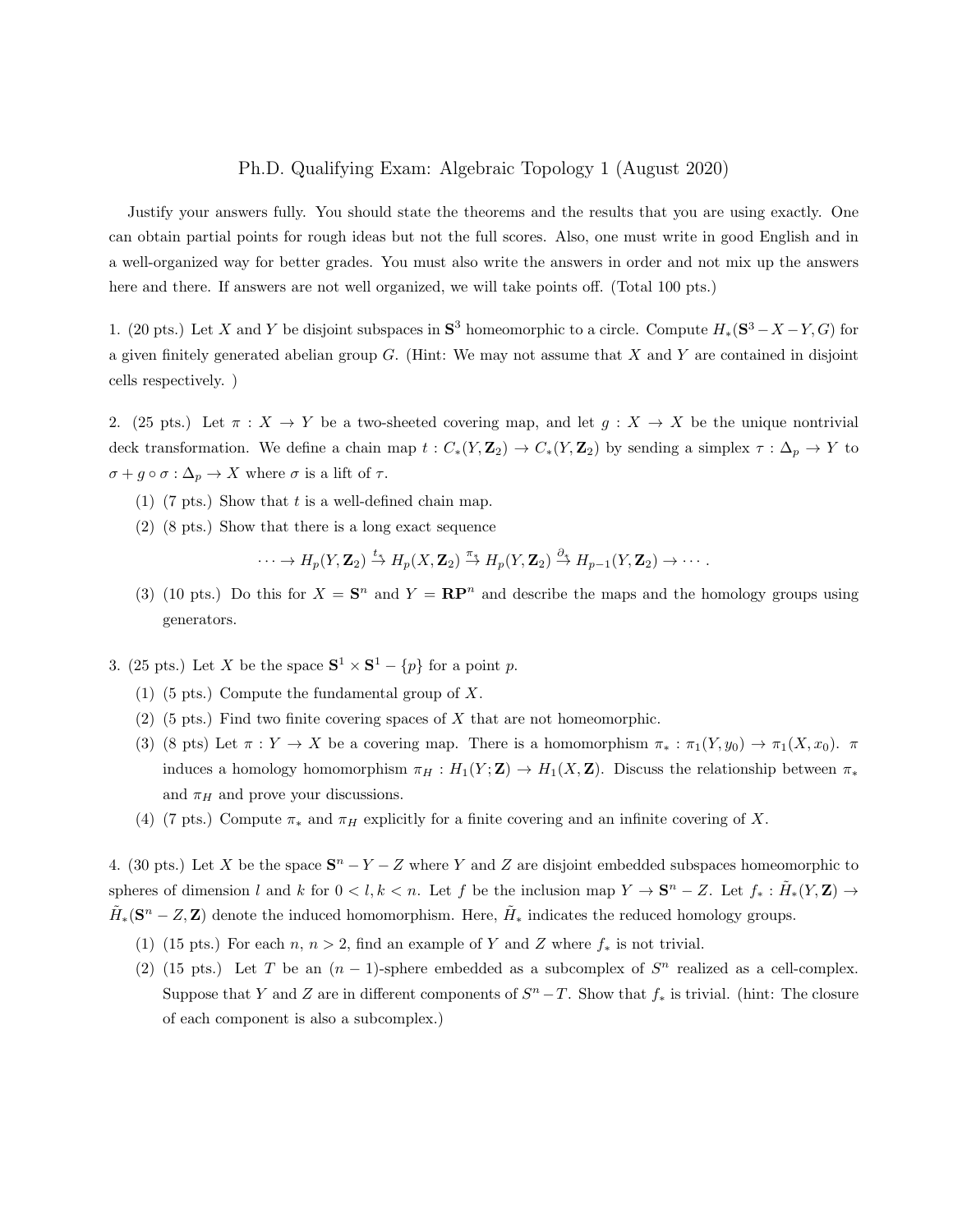# Ph.D. Qualifying Exam: Algebraic Topology 1 (August 2020)

Justify your answers fully. You should state the theorems and the results that you are using exactly. One can obtain partial points for rough ideas but not the full scores. Also, one must write in good English and in a well-organized way for better grades. You must also write the answers in order and not mix up the answers here and there. If answers are not well organized, we will take points off. (Total 100 pts.)

1. (20 pts.) Let $X$ and $Y$ be disjoint subspaces in $\mathbf{S}^3$ homeomorphic to a circle. Compute $H_*(\mathbf{S}^3 - X - Y, G)$ for a given finitely generated abelian group $G$. (Hint: We may not assume that $X$ and $Y$ are contained in disjoint cells respectively. )

2. (25 pts.) Let $\pi : X \to Y$ be a two-sheeted covering map, and let $g : X \to X$ be the unique nontrivial deck transformation. We define a chain map $t : C_*(Y, \mathbf{Z}_2) \to C_*(Y, \mathbf{Z}_2)$ by sending a simplex $\tau : \Delta_p \to Y$ to $\sigma + g \circ \sigma : \Delta_p \to X$ where $\sigma$ is a lift of $\tau$.

   (1) (7 pts.) Show that $t$ is a well-defined chain map.

   (2) (8 pts.) Show that there is a long exact sequence

   $$\cdots \to H_p(Y, \mathbf{Z}_2) \xrightarrow{t_*} H_p(X, \mathbf{Z}_2) \xrightarrow{\pi_*} H_p(Y, \mathbf{Z}_2) \xrightarrow{\partial_*} H_{p-1}(Y, \mathbf{Z}_2) \to \cdots .$$

   (3) (10 pts.) Do this for $X = \mathbf{S}^n$ and $Y = \mathbf{RP}^n$ and describe the maps and the homology groups using generators.

3. (25 pts.) Let $X$ be the space $\mathbf{S}^1 \times \mathbf{S}^1 - \{p\}$ for a point $p$.

   (1) (5 pts.) Compute the fundamental group of $X$.

   (2) (5 pts.) Find two finite covering spaces of $X$ that are not homeomorphic.

   (3) (8 pts) Let $\pi : Y \to X$ be a covering map. There is a homomorphism $\pi_* : \pi_1(Y, y_0) \to \pi_1(X, x_0)$. $\pi$ induces a homology homomorphism $\pi_H : H_1(Y; \mathbf{Z}) \to H_1(X, \mathbf{Z})$. Discuss the relationship between $\pi_*$ and $\pi_H$ and prove your discussions.

   (4) (7 pts.) Compute $\pi_*$ and $\pi_H$ explicitly for a finite covering and an infinite covering of $X$.

4. (30 pts.) Let $X$ be the space $\mathbf{S}^n - Y - Z$ where $Y$ and $Z$ are disjoint embedded subspaces homeomorphic to spheres of dimension $l$ and $k$ for $0 < l, k < n$. Let $f$ be the inclusion map $Y \to \mathbf{S}^n - Z$. Let $f_* : \tilde{H}_*(Y, \mathbf{Z}) \to \tilde{H}_*(\mathbf{S}^n - Z, \mathbf{Z})$ denote the induced homomorphism. Here, $\tilde{H}_*$ indicates the reduced homology groups.

   (1) (15 pts.) For each $n$, $n > 2$, find an example of $Y$ and $Z$ where $f_*$ is not trivial.

   (2) (15 pts.) Let $T$ be an $(n-1)$-sphere embedded as a subcomplex of $S^n$ realized as a cell-complex. Suppose that $Y$ and $Z$ are in different components of $S^n - T$. Show that $f_*$ is trivial. (hint: The closure of each component is also a subcomplex.)